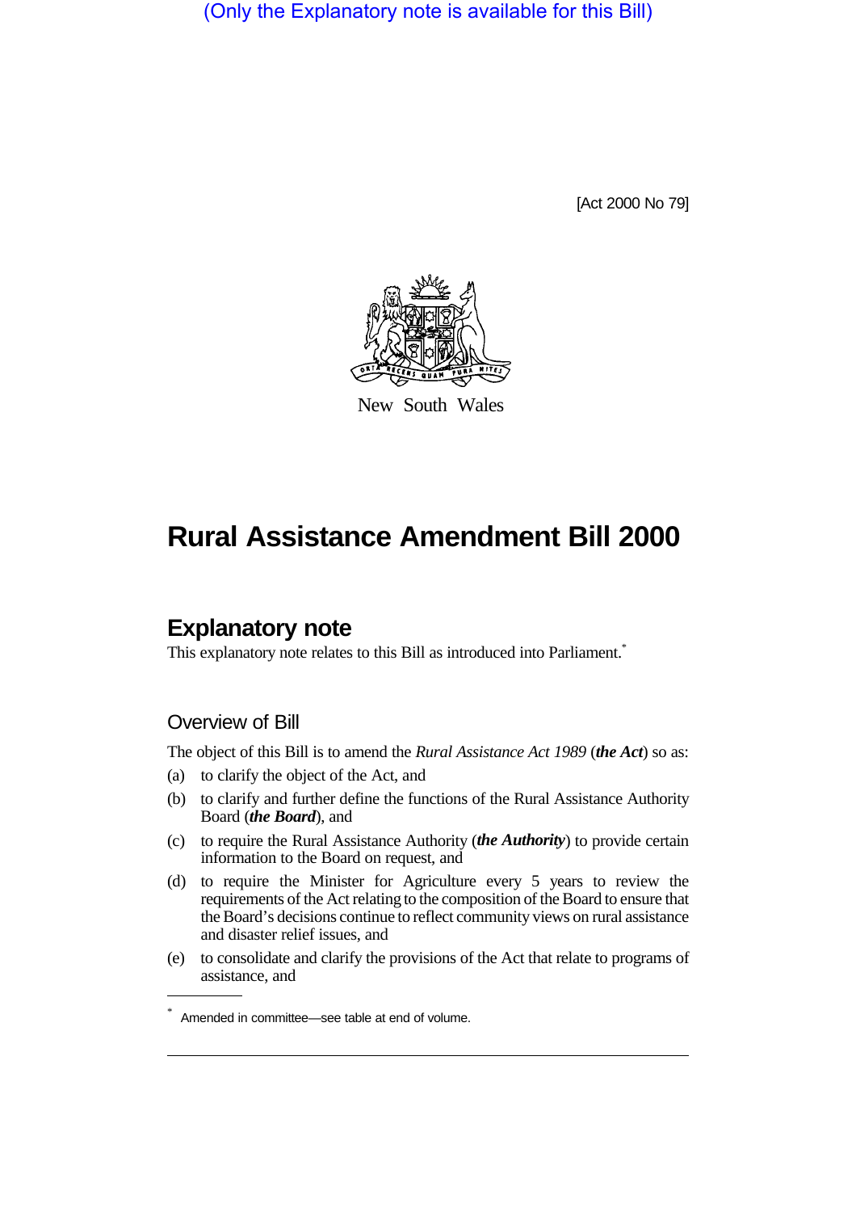(Only the Explanatory note is available for this Bill)

[Act 2000 No 79]

New South Wales

# Rural Assistance Amendment Bill 2000

## Explanatory note

This explanatory note relates to this Bill as introduced into Parliament.*

### Overview of Bill

The object of this Bill is to amend the *Rural Assistance Act 1989* (***the Act***) so as:

(a) to clarify the object of the Act, and

(b) to clarify and further define the functions of the Rural Assistance Authority Board (***the Board***), and

(c) to require the Rural Assistance Authority (***the Authority***) to provide certain information to the Board on request, and

(d) to require the Minister for Agriculture every 5 years to review the requirements of the Act relating to the composition of the Board to ensure that the Board's decisions continue to reflect community views on rural assistance and disaster relief issues, and

(e) to consolidate and clarify the provisions of the Act that relate to programs of assistance, and

* Amended in committee—see table at end of volume.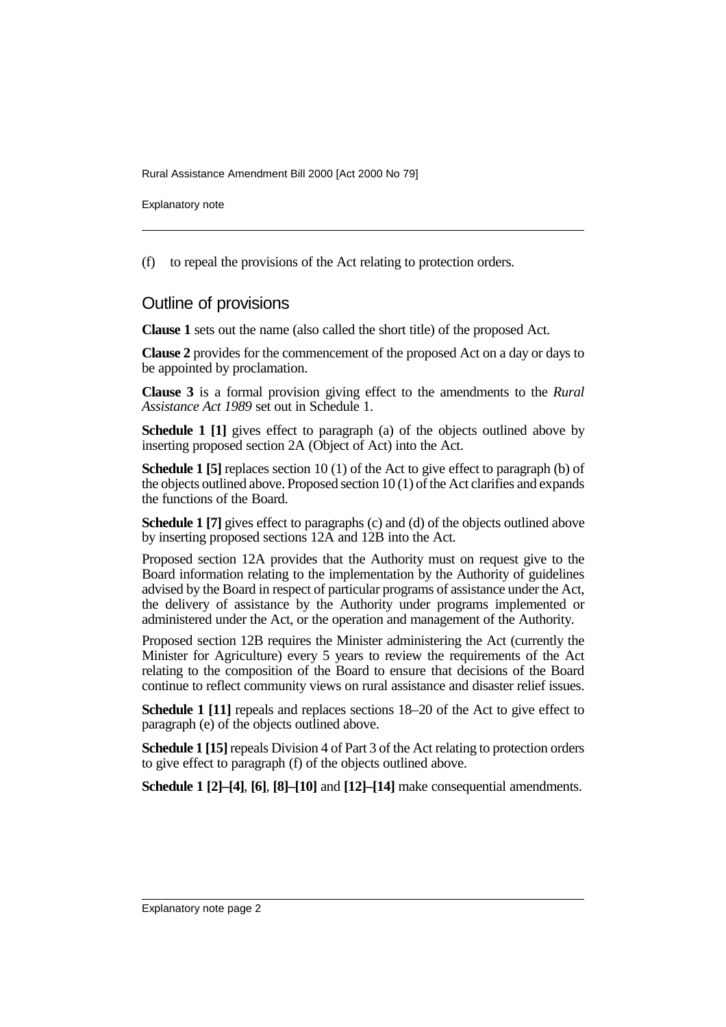(f) to repeal the provisions of the Act relating to protection orders.

## Outline of provisions

**Clause 1** sets out the name (also called the short title) of the proposed Act.

**Clause 2** provides for the commencement of the proposed Act on a day or days to be appointed by proclamation.

**Clause 3** is a formal provision giving effect to the amendments to the *Rural Assistance Act 1989* set out in Schedule 1.

**Schedule 1 [1]** gives effect to paragraph (a) of the objects outlined above by inserting proposed section 2A (Object of Act) into the Act.

**Schedule 1 [5]** replaces section 10 (1) of the Act to give effect to paragraph (b) of the objects outlined above. Proposed section 10 (1) of the Act clarifies and expands the functions of the Board.

**Schedule 1 [7]** gives effect to paragraphs (c) and (d) of the objects outlined above by inserting proposed sections 12A and 12B into the Act.

Proposed section 12A provides that the Authority must on request give to the Board information relating to the implementation by the Authority of guidelines advised by the Board in respect of particular programs of assistance under the Act, the delivery of assistance by the Authority under programs implemented or administered under the Act, or the operation and management of the Authority.

Proposed section 12B requires the Minister administering the Act (currently the Minister for Agriculture) every 5 years to review the requirements of the Act relating to the composition of the Board to ensure that decisions of the Board continue to reflect community views on rural assistance and disaster relief issues.

**Schedule 1 [11]** repeals and replaces sections 18–20 of the Act to give effect to paragraph (e) of the objects outlined above.

**Schedule 1 [15]** repeals Division 4 of Part 3 of the Act relating to protection orders to give effect to paragraph (f) of the objects outlined above.

**Schedule 1 [2]–[4]**, **[6]**, **[8]–[10]** and **[12]–[14]** make consequential amendments.